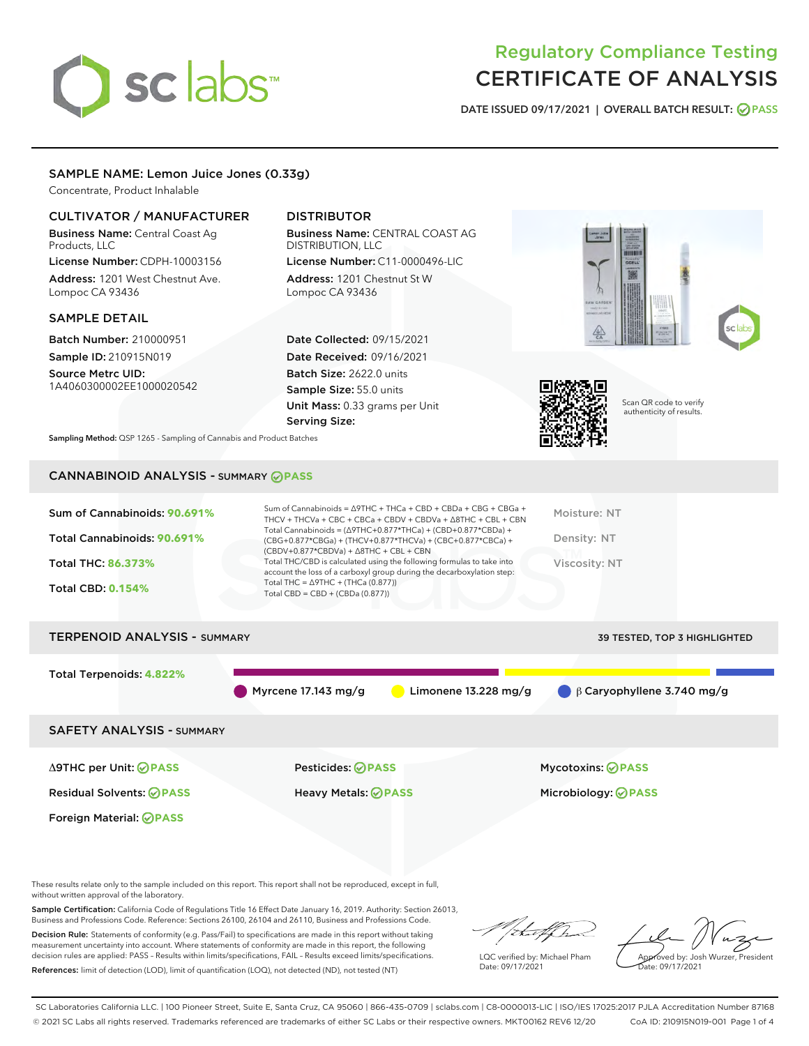# Regulatory Compliance Testing
# CERTIFICATE OF ANALYSIS

DATE ISSUED 09/17/2021 | OVERALL BATCH RESULT: PASS

## SAMPLE NAME: Lemon Juice Jones (0.33g)

Concentrate, Product Inhalable

### CULTIVATOR / MANUFACTURER

**Business Name:** Central Coast Ag Products, LLC
**License Number:** CDPH-10003156
**Address:** 1201 West Chestnut Ave. Lompoc CA 93436

### DISTRIBUTOR

**Business Name:** CENTRAL COAST AG DISTRIBUTION, LLC
**License Number:** C11-0000496-LIC
**Address:** 1201 Chestnut St W Lompoc CA 93436

### SAMPLE DETAIL

**Batch Number:** 210000951
**Sample ID:** 210915N019
**Source Metrc UID:** 1A4060300002EE1000020542

**Date Collected:** 09/15/2021
**Date Received:** 09/16/2021
**Batch Size:** 2622.0 units
**Sample Size:** 55.0 units
**Unit Mass:** 0.33 grams per Unit
**Serving Size:**

Scan QR code to verify authenticity of results.

**Sampling Method:** QSP 1265 - Sampling of Cannabis and Product Batches

## CANNABINOID ANALYSIS - SUMMARY PASS

Sum of Cannabinoids: **90.691%**
Total Cannabinoids: **90.691%**
Total THC: **86.373%**
Total CBD: **0.154%**

Sum of Cannabinoids = Δ9THC + THCa + CBD + CBDa + CBG + CBGa + THCV + THCVa + CBC + CBCa + CBDV + CBDVa + Δ8THC + CBL + CBN
Total Cannabinoids = (Δ9THC+0.877*THCa) + (CBD+0.877*CBDa) + (CBG+0.877*CBGa) + (THCV+0.877*THCVa) + (CBC+0.877*CBCa) + (CBDV+0.877*CBDVa) + Δ8THC + CBL + CBN
Total THC/CBD is calculated using the following formulas to take into account the loss of a carboxyl group during the decarboxylation step:
Total THC = Δ9THC + (THCa (0.877))
Total CBD = CBD + (CBDa (0.877))

Moisture: NT
Density: NT
Viscosity: NT

## TERPENOID ANALYSIS - SUMMARY

39 TESTED, TOP 3 HIGHLIGHTED

Total Terpenoids: **4.822%**

Myrcene 17.143 mg/g
Limonene 13.228 mg/g
β Caryophyllene 3.740 mg/g

## SAFETY ANALYSIS - SUMMARY

| | | |
|---|---|---|
| Δ9THC per Unit: PASS | Pesticides: PASS | Mycotoxins: PASS |
| Residual Solvents: PASS | Heavy Metals: PASS | Microbiology: PASS |
| Foreign Material: PASS | | |

These results relate only to the sample included on this report. This report shall not be reproduced, except in full, without written approval of the laboratory.

**Sample Certification:** California Code of Regulations Title 16 Effect Date January 16, 2019. Authority: Section 26013, Business and Professions Code. Reference: Sections 26100, 26104 and 26110, Business and Professions Code.

**Decision Rule:** Statements of conformity (e.g. Pass/Fail) to specifications are made in this report without taking measurement uncertainty into account. Where statements of conformity are made in this report, the following decision rules are applied: PASS – Results within limits/specifications, FAIL – Results exceed limits/specifications.

**References:** limit of detection (LOD), limit of quantification (LOQ), not detected (ND), not tested (NT)

LQC verified by: Michael Pham
Date: 09/17/2021

Approved by: Josh Wurzer, President
Date: 09/17/2021

SC Laboratories California LLC. | 100 Pioneer Street, Suite E, Santa Cruz, CA 95060 | 866-435-0709 | sclabs.com | C8-0000013-LIC | ISO/IES 17025:2017 PJLA Accreditation Number 87168
© 2021 SC Labs all rights reserved. Trademarks referenced are trademarks of either SC Labs or their respective owners. MKT00162 REV6 12/20 CoA ID: 210915N019-001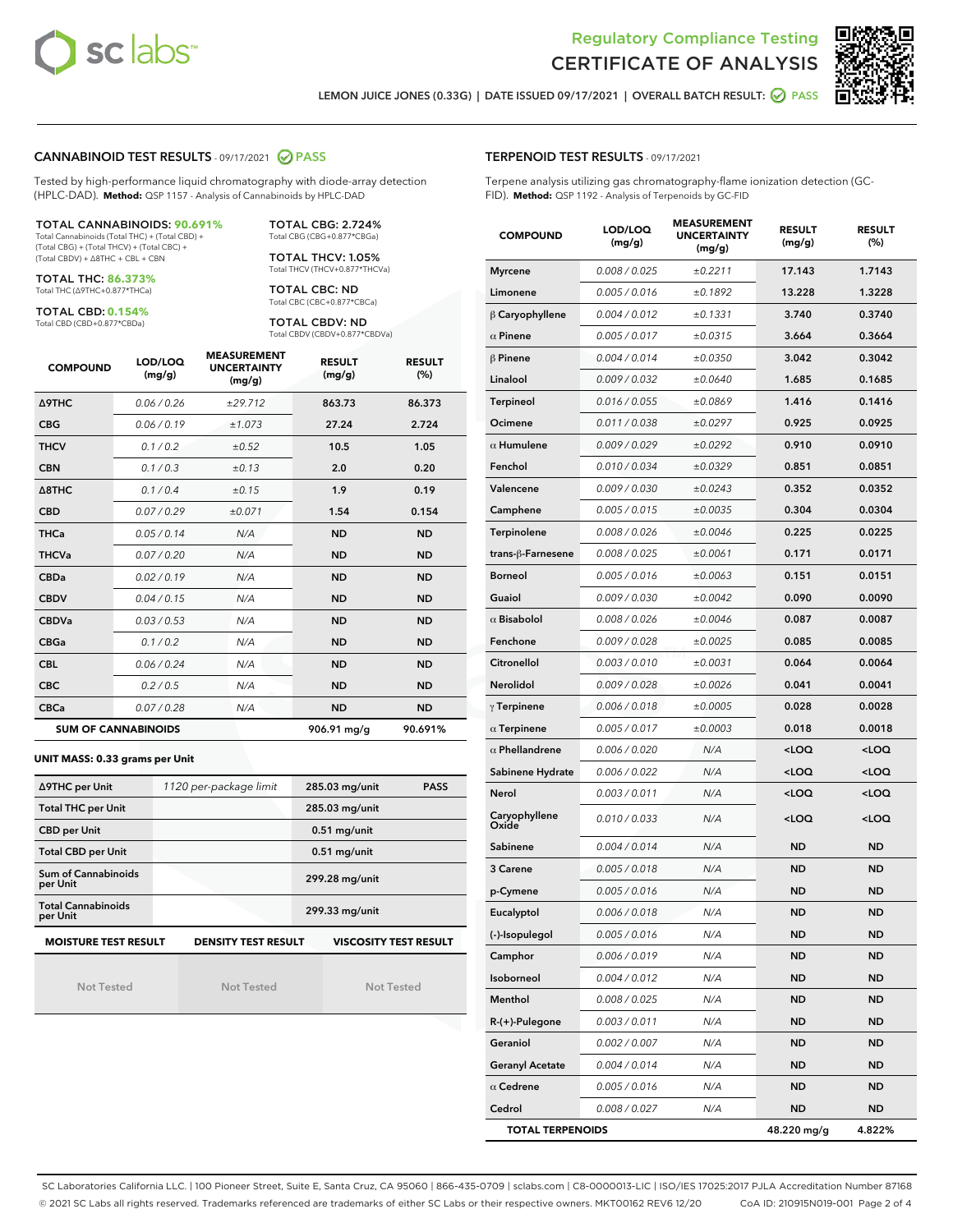Regulatory Compliance Testing
# CERTIFICATE OF ANALYSIS

LEMON JUICE JONES (0.33G) | DATE ISSUED 09/17/2021 | OVERALL BATCH RESULT: PASS

## CANNABINOID TEST RESULTS - 09/17/2021 PASS

Tested by high-performance liquid chromatography with diode-array detection (HPLC-DAD). **Method:** QSP 1157 - Analysis of Cannabinoids by HPLC-DAD

**TOTAL CANNABINOIDS: 90.691%**
Total Cannabinoids (Total THC) + (Total CBD) + (Total CBG) + (Total THCV) + (Total CBC) + (Total CBDV) + Δ8THC + CBL + CBN

**TOTAL THC: 86.373%**
Total THC (Δ9THC+0.877*THCa)

**TOTAL CBD: 0.154%**
Total CBD (CBD+0.877*CBDa)

**TOTAL CBG: 2.724%**
Total CBG (CBG+0.877*CBGa)

**TOTAL THCV: 1.05%**
Total THCV (THCV+0.877*THCVa)

**TOTAL CBC: ND**
Total CBC (CBC+0.877*CBCa)

**TOTAL CBDV: ND**
Total CBDV (CBDV+0.877*CBDVa)

| COMPOUND | LOD/LOQ (mg/g) | MEASUREMENT UNCERTAINTY (mg/g) | RESULT (mg/g) | RESULT (%) |
|---|---|---|---|---|
| Δ9THC | 0.06 / 0.26 | ±29.712 | 863.73 | 86.373 |
| CBG | 0.06 / 0.19 | ±1.073 | 27.24 | 2.724 |
| THCV | 0.1 / 0.2 | ±0.52 | 10.5 | 1.05 |
| CBN | 0.1 / 0.3 | ±0.13 | 2.0 | 0.20 |
| Δ8THC | 0.1 / 0.4 | ±0.15 | 1.9 | 0.19 |
| CBD | 0.07 / 0.29 | ±0.071 | 1.54 | 0.154 |
| THCa | 0.05 / 0.14 | N/A | ND | ND |
| THCVa | 0.07 / 0.20 | N/A | ND | ND |
| CBDa | 0.02 / 0.19 | N/A | ND | ND |
| CBDV | 0.04 / 0.15 | N/A | ND | ND |
| CBDVa | 0.03 / 0.53 | N/A | ND | ND |
| CBGa | 0.1 / 0.2 | N/A | ND | ND |
| CBL | 0.06 / 0.24 | N/A | ND | ND |
| CBC | 0.2 / 0.5 | N/A | ND | ND |
| CBCa | 0.07 / 0.28 | N/A | ND | ND |
| **SUM OF CANNABINOIDS** | | | 906.91 mg/g | 90.691% |

**UNIT MASS: 0.33 grams per Unit**

| | | | |
|---|---|---|---|
| Δ9THC per Unit | 1120 per-package limit | 285.03 mg/unit | PASS |
| Total THC per Unit | | 285.03 mg/unit | |
| CBD per Unit | | 0.51 mg/unit | |
| Total CBD per Unit | | 0.51 mg/unit | |
| Sum of Cannabinoids per Unit | | 299.28 mg/unit | |
| Total Cannabinoids per Unit | | 299.33 mg/unit | |

| MOISTURE TEST RESULT | DENSITY TEST RESULT | VISCOSITY TEST RESULT |
|---|---|---|
| Not Tested | Not Tested | Not Tested |

## TERPENOID TEST RESULTS - 09/17/2021

Terpene analysis utilizing gas chromatography-flame ionization detection (GC-FID). **Method:** QSP 1192 - Analysis of Terpenoids by GC-FID

| COMPOUND | LOD/LOQ (mg/g) | MEASUREMENT UNCERTAINTY (mg/g) | RESULT (mg/g) | RESULT (%) |
|---|---|---|---|---|
| Myrcene | 0.008 / 0.025 | ±0.2211 | 17.143 | 1.7143 |
| Limonene | 0.005 / 0.016 | ±0.1892 | 13.228 | 1.3228 |
| β Caryophyllene | 0.004 / 0.012 | ±0.1331 | 3.740 | 0.3740 |
| α Pinene | 0.005 / 0.017 | ±0.0315 | 3.664 | 0.3664 |
| β Pinene | 0.004 / 0.014 | ±0.0350 | 3.042 | 0.3042 |
| Linalool | 0.009 / 0.032 | ±0.0640 | 1.685 | 0.1685 |
| Terpineol | 0.016 / 0.055 | ±0.0869 | 1.416 | 0.1416 |
| Ocimene | 0.011 / 0.038 | ±0.0297 | 0.925 | 0.0925 |
| α Humulene | 0.009 / 0.029 | ±0.0292 | 0.910 | 0.0910 |
| Fenchol | 0.010 / 0.034 | ±0.0329 | 0.851 | 0.0851 |
| Valencene | 0.009 / 0.030 | ±0.0243 | 0.352 | 0.0352 |
| Camphene | 0.005 / 0.015 | ±0.0035 | 0.304 | 0.0304 |
| Terpinolene | 0.008 / 0.026 | ±0.0046 | 0.225 | 0.0225 |
| trans-β-Farnesene | 0.008 / 0.025 | ±0.0061 | 0.171 | 0.0171 |
| Borneol | 0.005 / 0.016 | ±0.0063 | 0.151 | 0.0151 |
| Guaiol | 0.009 / 0.030 | ±0.0042 | 0.090 | 0.0090 |
| α Bisabolol | 0.008 / 0.026 | ±0.0046 | 0.087 | 0.0087 |
| Fenchone | 0.009 / 0.028 | ±0.0025 | 0.085 | 0.0085 |
| Citronellol | 0.003 / 0.010 | ±0.0031 | 0.064 | 0.0064 |
| Nerolidol | 0.009 / 0.028 | ±0.0026 | 0.041 | 0.0041 |
| γ Terpinene | 0.006 / 0.018 | ±0.0005 | 0.028 | 0.0028 |
| α Terpinene | 0.005 / 0.017 | ±0.0003 | 0.018 | 0.0018 |
| α Phellandrene | 0.006 / 0.020 | N/A | <LOQ | <LOQ |
| Sabinene Hydrate | 0.006 / 0.022 | N/A | <LOQ | <LOQ |
| Nerol | 0.003 / 0.011 | N/A | <LOQ | <LOQ |
| Caryophyllene Oxide | 0.010 / 0.033 | N/A | <LOQ | <LOQ |
| Sabinene | 0.004 / 0.014 | N/A | ND | ND |
| 3 Carene | 0.005 / 0.018 | N/A | ND | ND |
| p-Cymene | 0.005 / 0.016 | N/A | ND | ND |
| Eucalyptol | 0.006 / 0.018 | N/A | ND | ND |
| (-)-Isopulegol | 0.005 / 0.016 | N/A | ND | ND |
| Camphor | 0.006 / 0.019 | N/A | ND | ND |
| Isoborneol | 0.004 / 0.012 | N/A | ND | ND |
| Menthol | 0.008 / 0.025 | N/A | ND | ND |
| R-(+)-Pulegone | 0.003 / 0.011 | N/A | ND | ND |
| Geraniol | 0.002 / 0.007 | N/A | ND | ND |
| Geranyl Acetate | 0.004 / 0.014 | N/A | ND | ND |
| α Cedrene | 0.005 / 0.016 | N/A | ND | ND |
| Cedrol | 0.008 / 0.027 | N/A | ND | ND |
| **TOTAL TERPENOIDS** | | | 48.220 mg/g | 4.822% |

SC Laboratories California LLC. | 100 Pioneer Street, Suite E, Santa Cruz, CA 95060 | 866-435-0709 | sclabs.com | C8-0000013-LIC | ISO/IES 17025:2017 PJLA Accreditation Number 87168
© 2021 SC Labs all rights reserved. Trademarks referenced are trademarks of either SC Labs or their respective owners. MKT00162 REV6 12/20 CoA ID: 210915N019-001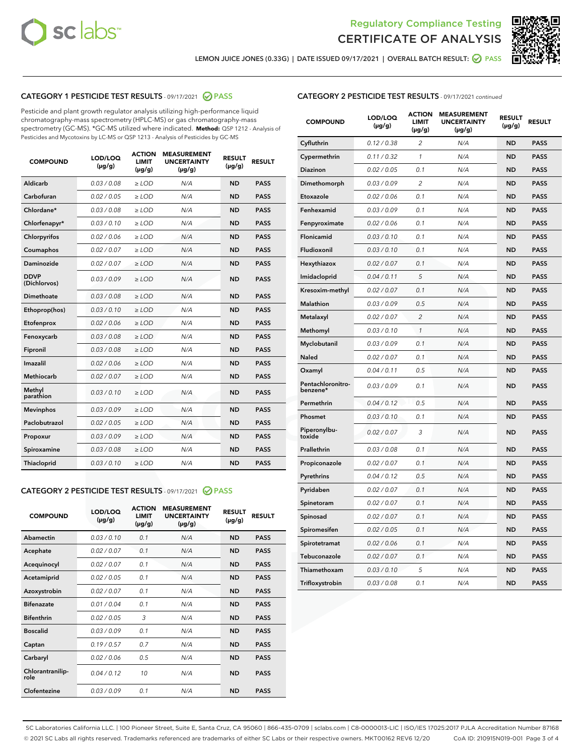Regulatory Compliance Testing
# CERTIFICATE OF ANALYSIS

LEMON JUICE JONES (0.33G) | DATE ISSUED 09/17/2021 | OVERALL BATCH RESULT: PASS

## CATEGORY 1 PESTICIDE TEST RESULTS - 09/17/2021 PASS

Pesticide and plant growth regulator analysis utilizing high-performance liquid chromatography-mass spectrometry (HPLC-MS) or gas chromatography-mass spectrometry (GC-MS). *GC-MS utilized where indicated. **Method:** QSP 1212 - Analysis of Pesticides and Mycotoxins by LC-MS or QSP 1213 - Analysis of Pesticides by GC-MS

| COMPOUND | LOD/LOQ (µg/g) | ACTION LIMIT (µg/g) | MEASUREMENT UNCERTAINTY (µg/g) | RESULT (µg/g) | RESULT |
|---|---|---|---|---|---|
| Aldicarb | 0.03 / 0.08 | ≥ LOD | N/A | ND | PASS |
| Carbofuran | 0.02 / 0.05 | ≥ LOD | N/A | ND | PASS |
| Chlordane* | 0.03 / 0.08 | ≥ LOD | N/A | ND | PASS |
| Chlorfenapyr* | 0.03 / 0.10 | ≥ LOD | N/A | ND | PASS |
| Chlorpyrifos | 0.02 / 0.06 | ≥ LOD | N/A | ND | PASS |
| Coumaphos | 0.02 / 0.07 | ≥ LOD | N/A | ND | PASS |
| Daminozide | 0.02 / 0.07 | ≥ LOD | N/A | ND | PASS |
| DDVP (Dichlorvos) | 0.03 / 0.09 | ≥ LOD | N/A | ND | PASS |
| Dimethoate | 0.03 / 0.08 | ≥ LOD | N/A | ND | PASS |
| Ethoprop(hos) | 0.03 / 0.10 | ≥ LOD | N/A | ND | PASS |
| Etofenprox | 0.02 / 0.06 | ≥ LOD | N/A | ND | PASS |
| Fenoxycarb | 0.03 / 0.08 | ≥ LOD | N/A | ND | PASS |
| Fipronil | 0.03 / 0.08 | ≥ LOD | N/A | ND | PASS |
| Imazalil | 0.02 / 0.06 | ≥ LOD | N/A | ND | PASS |
| Methiocarb | 0.02 / 0.07 | ≥ LOD | N/A | ND | PASS |
| Methyl parathion | 0.03 / 0.10 | ≥ LOD | N/A | ND | PASS |
| Mevinphos | 0.03 / 0.09 | ≥ LOD | N/A | ND | PASS |
| Paclobutrazol | 0.02 / 0.05 | ≥ LOD | N/A | ND | PASS |
| Propoxur | 0.03 / 0.09 | ≥ LOD | N/A | ND | PASS |
| Spiroxamine | 0.03 / 0.08 | ≥ LOD | N/A | ND | PASS |
| Thiacloprid | 0.03 / 0.10 | ≥ LOD | N/A | ND | PASS |

## CATEGORY 2 PESTICIDE TEST RESULTS - 09/17/2021 PASS

| COMPOUND | LOD/LOQ (µg/g) | ACTION LIMIT (µg/g) | MEASUREMENT UNCERTAINTY (µg/g) | RESULT (µg/g) | RESULT |
|---|---|---|---|---|---|
| Abamectin | 0.03 / 0.10 | 0.1 | N/A | ND | PASS |
| Acephate | 0.02 / 0.07 | 0.1 | N/A | ND | PASS |
| Acequinocyl | 0.02 / 0.07 | 0.1 | N/A | ND | PASS |
| Acetamiprid | 0.02 / 0.05 | 0.1 | N/A | ND | PASS |
| Azoxystrobin | 0.02 / 0.07 | 0.1 | N/A | ND | PASS |
| Bifenazate | 0.01 / 0.04 | 0.1 | N/A | ND | PASS |
| Bifenthrin | 0.02 / 0.05 | 3 | N/A | ND | PASS |
| Boscalid | 0.03 / 0.09 | 0.1 | N/A | ND | PASS |
| Captan | 0.19 / 0.57 | 0.7 | N/A | ND | PASS |
| Carbaryl | 0.02 / 0.06 | 0.5 | N/A | ND | PASS |
| Chlorantraniliprole | 0.04 / 0.12 | 10 | N/A | ND | PASS |
| Clofentezine | 0.03 / 0.09 | 0.1 | N/A | ND | PASS |
| Cyfluthrin | 0.12 / 0.38 | 2 | N/A | ND | PASS |
| Cypermethrin | 0.11 / 0.32 | 1 | N/A | ND | PASS |
| Diazinon | 0.02 / 0.05 | 0.1 | N/A | ND | PASS |
| Dimethomorph | 0.03 / 0.09 | 2 | N/A | ND | PASS |
| Etoxazole | 0.02 / 0.06 | 0.1 | N/A | ND | PASS |
| Fenhexamid | 0.03 / 0.09 | 0.1 | N/A | ND | PASS |
| Fenpyroximate | 0.02 / 0.06 | 0.1 | N/A | ND | PASS |
| Flonicamid | 0.03 / 0.10 | 0.1 | N/A | ND | PASS |
| Fludioxonil | 0.03 / 0.10 | 0.1 | N/A | ND | PASS |
| Hexythiazox | 0.02 / 0.07 | 0.1 | N/A | ND | PASS |
| Imidacloprid | 0.04 / 0.11 | 5 | N/A | ND | PASS |
| Kresoxim-methyl | 0.02 / 0.07 | 0.1 | N/A | ND | PASS |
| Malathion | 0.03 / 0.09 | 0.5 | N/A | ND | PASS |
| Metalaxyl | 0.02 / 0.07 | 2 | N/A | ND | PASS |
| Methomyl | 0.03 / 0.10 | 1 | N/A | ND | PASS |
| Myclobutanil | 0.03 / 0.09 | 0.1 | N/A | ND | PASS |
| Naled | 0.02 / 0.07 | 0.1 | N/A | ND | PASS |
| Oxamyl | 0.04 / 0.11 | 0.5 | N/A | ND | PASS |
| Pentachloronitrobenzene* | 0.03 / 0.09 | 0.1 | N/A | ND | PASS |
| Permethrin | 0.04 / 0.12 | 0.5 | N/A | ND | PASS |
| Phosmet | 0.03 / 0.10 | 0.1 | N/A | ND | PASS |
| Piperonylbutoxide | 0.02 / 0.07 | 3 | N/A | ND | PASS |
| Prallethrin | 0.03 / 0.08 | 0.1 | N/A | ND | PASS |
| Propiconazole | 0.02 / 0.07 | 0.1 | N/A | ND | PASS |
| Pyrethrins | 0.04 / 0.12 | 0.5 | N/A | ND | PASS |
| Pyridaben | 0.02 / 0.07 | 0.1 | N/A | ND | PASS |
| Spinetoram | 0.02 / 0.07 | 0.1 | N/A | ND | PASS |
| Spinosad | 0.02 / 0.07 | 0.1 | N/A | ND | PASS |
| Spiromesifen | 0.02 / 0.05 | 0.1 | N/A | ND | PASS |
| Spirotetramat | 0.02 / 0.06 | 0.1 | N/A | ND | PASS |
| Tebuconazole | 0.02 / 0.07 | 0.1 | N/A | ND | PASS |
| Thiamethoxam | 0.03 / 0.10 | 5 | N/A | ND | PASS |
| Trifloxystrobin | 0.03 / 0.08 | 0.1 | N/A | ND | PASS |

SC Laboratories California LLC. | 100 Pioneer Street, Suite E, Santa Cruz, CA 95060 | 866-435-0709 | sclabs.com | C8-0000013-LIC | ISO/IES 17025:2017 PJLA Accreditation Number 87168
© 2021 SC Labs all rights reserved. Trademarks referenced are trademarks of either SC Labs or their respective owners. MKT00162 REV6 12/20 CoA ID: 210915N019-001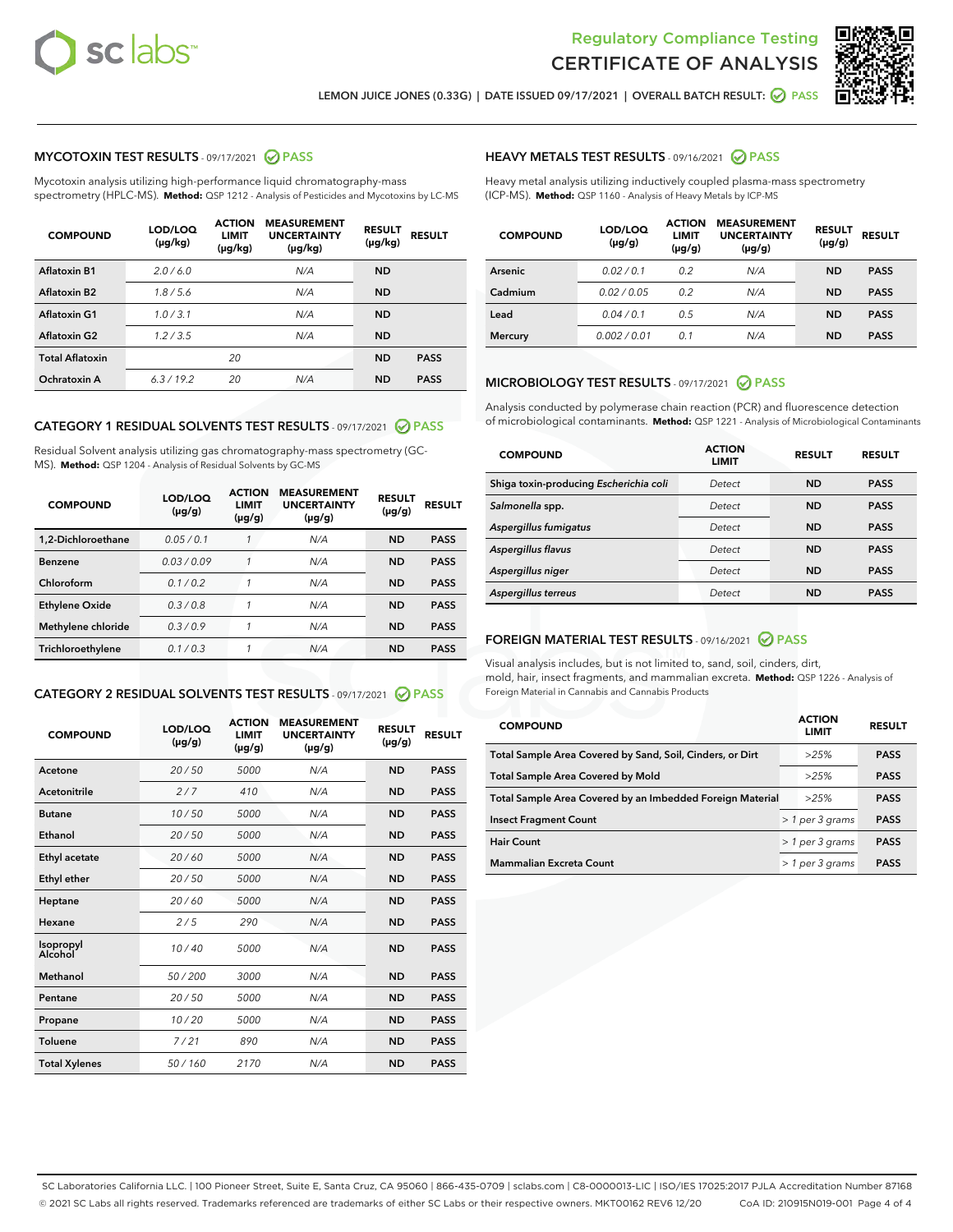Regulatory Compliance Testing

# CERTIFICATE OF ANALYSIS

LEMON JUICE JONES (0.33G) | DATE ISSUED 09/17/2021 | OVERALL BATCH RESULT: PASS

## MYCOTOXIN TEST RESULTS - 09/17/2021 PASS

Mycotoxin analysis utilizing high-performance liquid chromatography-mass spectrometry (HPLC-MS). **Method:** QSP 1212 - Analysis of Pesticides and Mycotoxins by LC-MS

| COMPOUND | LOD/LOQ (µg/kg) | ACTION LIMIT (µg/kg) | MEASUREMENT UNCERTAINTY (µg/kg) | RESULT (µg/kg) | RESULT |
|---|---|---|---|---|---|
| Aflatoxin B1 | 2.0 / 6.0 | | N/A | ND | |
| Aflatoxin B2 | 1.8 / 5.6 | | N/A | ND | |
| Aflatoxin G1 | 1.0 / 3.1 | | N/A | ND | |
| Aflatoxin G2 | 1.2 / 3.5 | | N/A | ND | |
| Total Aflatoxin | | 20 | | ND | PASS |
| Ochratoxin A | 6.3 / 19.2 | 20 | N/A | ND | PASS |

## CATEGORY 1 RESIDUAL SOLVENTS TEST RESULTS - 09/17/2021 PASS

Residual Solvent analysis utilizing gas chromatography-mass spectrometry (GC-MS). **Method:** QSP 1204 - Analysis of Residual Solvents by GC-MS

| COMPOUND | LOD/LOQ (µg/g) | ACTION LIMIT (µg/g) | MEASUREMENT UNCERTAINTY (µg/g) | RESULT (µg/g) | RESULT |
|---|---|---|---|---|---|
| 1,2-Dichloroethane | 0.05 / 0.1 | 1 | N/A | ND | PASS |
| Benzene | 0.03 / 0.09 | 1 | N/A | ND | PASS |
| Chloroform | 0.1 / 0.2 | 1 | N/A | ND | PASS |
| Ethylene Oxide | 0.3 / 0.8 | 1 | N/A | ND | PASS |
| Methylene chloride | 0.3 / 0.9 | 1 | N/A | ND | PASS |
| Trichloroethylene | 0.1 / 0.3 | 1 | N/A | ND | PASS |

## CATEGORY 2 RESIDUAL SOLVENTS TEST RESULTS - 09/17/2021 PASS

| COMPOUND | LOD/LOQ (µg/g) | ACTION LIMIT (µg/g) | MEASUREMENT UNCERTAINTY (µg/g) | RESULT (µg/g) | RESULT |
|---|---|---|---|---|---|
| Acetone | 20 / 50 | 5000 | N/A | ND | PASS |
| Acetonitrile | 2 / 7 | 410 | N/A | ND | PASS |
| Butane | 10 / 50 | 5000 | N/A | ND | PASS |
| Ethanol | 20 / 50 | 5000 | N/A | ND | PASS |
| Ethyl acetate | 20 / 60 | 5000 | N/A | ND | PASS |
| Ethyl ether | 20 / 50 | 5000 | N/A | ND | PASS |
| Heptane | 20 / 60 | 5000 | N/A | ND | PASS |
| Hexane | 2 / 5 | 290 | N/A | ND | PASS |
| Isopropyl Alcohol | 10 / 40 | 5000 | N/A | ND | PASS |
| Methanol | 50 / 200 | 3000 | N/A | ND | PASS |
| Pentane | 20 / 50 | 5000 | N/A | ND | PASS |
| Propane | 10 / 20 | 5000 | N/A | ND | PASS |
| Toluene | 7 / 21 | 890 | N/A | ND | PASS |
| Total Xylenes | 50 / 160 | 2170 | N/A | ND | PASS |

## HEAVY METALS TEST RESULTS - 09/16/2021 PASS

Heavy metal analysis utilizing inductively coupled plasma-mass spectrometry (ICP-MS). **Method:** QSP 1160 - Analysis of Heavy Metals by ICP-MS

| COMPOUND | LOD/LOQ (µg/g) | ACTION LIMIT (µg/g) | MEASUREMENT UNCERTAINTY (µg/g) | RESULT (µg/g) | RESULT |
|---|---|---|---|---|---|
| Arsenic | 0.02 / 0.1 | 0.2 | N/A | ND | PASS |
| Cadmium | 0.02 / 0.05 | 0.2 | N/A | ND | PASS |
| Lead | 0.04 / 0.1 | 0.5 | N/A | ND | PASS |
| Mercury | 0.002 / 0.01 | 0.1 | N/A | ND | PASS |

## MICROBIOLOGY TEST RESULTS - 09/17/2021 PASS

Analysis conducted by polymerase chain reaction (PCR) and fluorescence detection of microbiological contaminants. **Method:** QSP 1221 - Analysis of Microbiological Contaminants

| COMPOUND | ACTION LIMIT | RESULT | RESULT |
|---|---|---|---|
| Shiga toxin-producing *Escherichia coli* | Detect | ND | PASS |
| *Salmonella* spp. | Detect | ND | PASS |
| *Aspergillus fumigatus* | Detect | ND | PASS |
| *Aspergillus flavus* | Detect | ND | PASS |
| *Aspergillus niger* | Detect | ND | PASS |
| *Aspergillus terreus* | Detect | ND | PASS |

## FOREIGN MATERIAL TEST RESULTS - 09/16/2021 PASS

Visual analysis includes, but is not limited to, sand, soil, cinders, dirt, mold, hair, insect fragments, and mammalian excreta. **Method:** QSP 1226 - Analysis of Foreign Material in Cannabis and Cannabis Products

| COMPOUND | ACTION LIMIT | RESULT |
|---|---|---|
| Total Sample Area Covered by Sand, Soil, Cinders, or Dirt | >25% | PASS |
| Total Sample Area Covered by Mold | >25% | PASS |
| Total Sample Area Covered by an Imbedded Foreign Material | >25% | PASS |
| Insect Fragment Count | > 1 per 3 grams | PASS |
| Hair Count | > 1 per 3 grams | PASS |
| Mammalian Excreta Count | > 1 per 3 grams | PASS |

SC Laboratories California LLC. | 100 Pioneer Street, Suite E, Santa Cruz, CA 95060 | 866-435-0709 | sclabs.com | C8-0000013-LIC | ISO/IES 17025:2017 PJLA Accreditation Number 87168
© 2021 SC Labs all rights reserved. Trademarks referenced are trademarks of either SC Labs or their respective owners. MKT00162 REV6 12/20 CoA ID: 210915N019-001